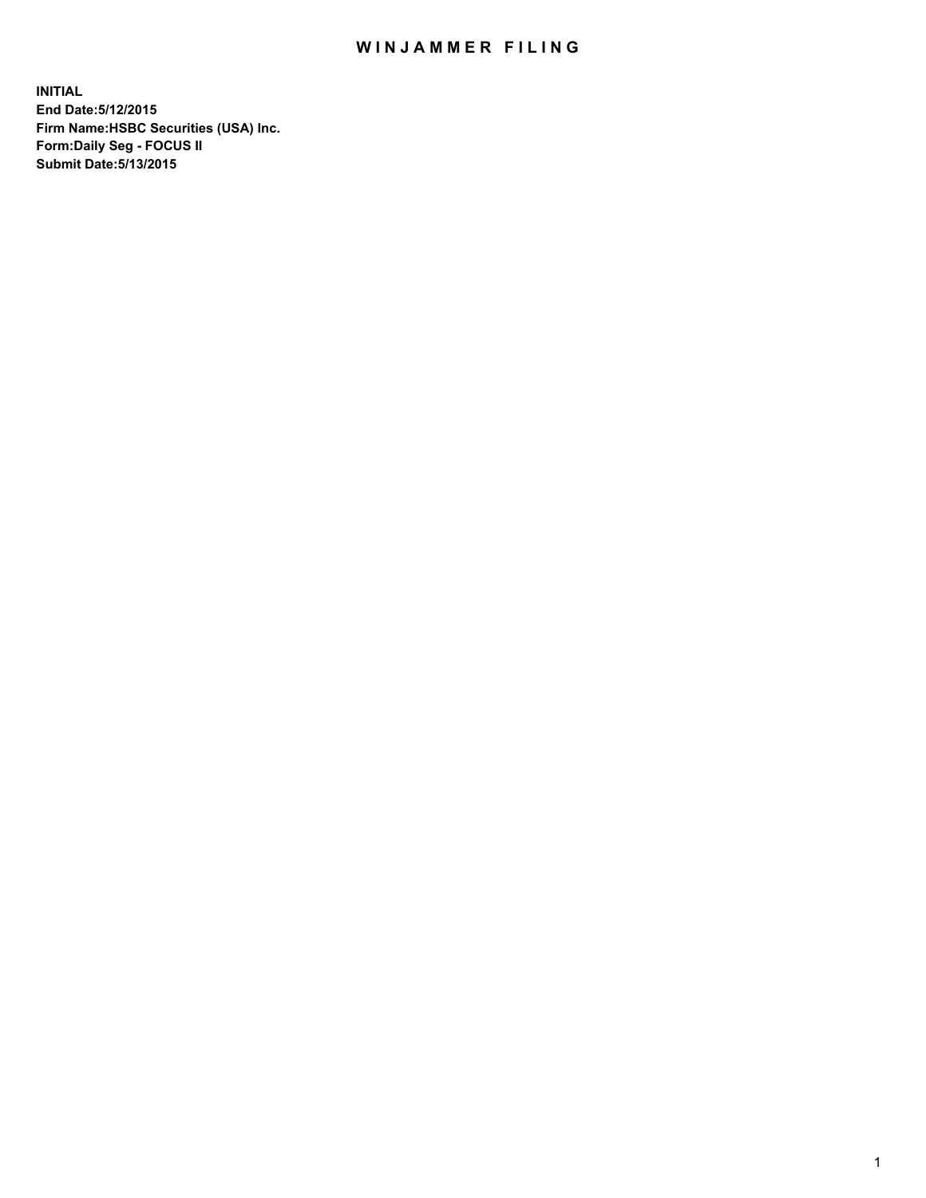# WINJAMMER FILING

**INITIAL**
**End Date:5/12/2015**
**Firm Name:HSBC Securities (USA) Inc.**
**Form:Daily Seg - FOCUS II**
**Submit Date:5/13/2015**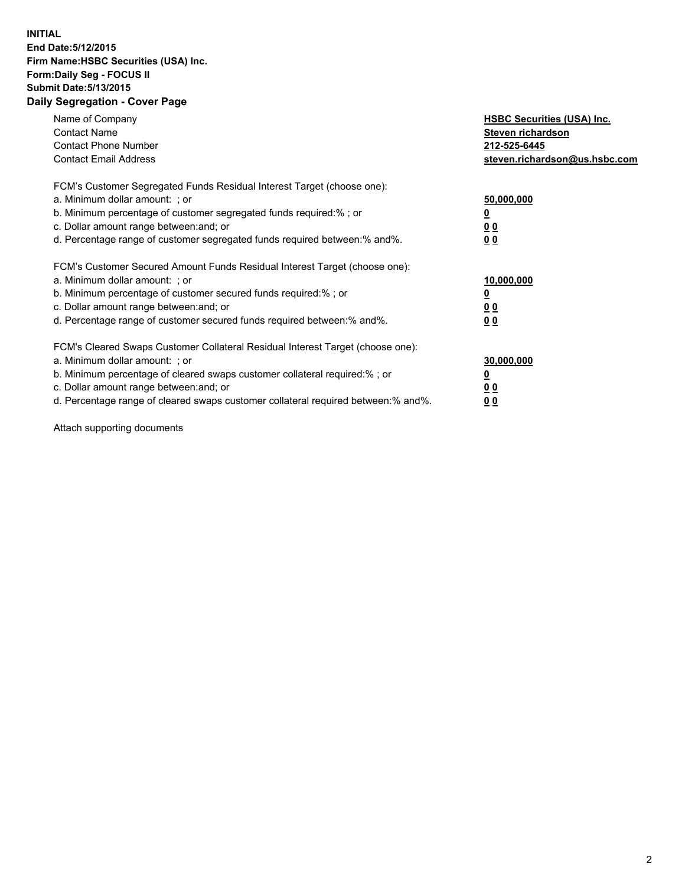**INITIAL**
**End Date:5/12/2015**
**Firm Name:HSBC Securities (USA) Inc.**
**Form:Daily Seg - FOCUS II**
**Submit Date:5/13/2015**

## Daily Segregation - Cover Page

| | |
|---|---|
| Name of Company | **HSBC Securities (USA) Inc.** |
| Contact Name | **Steven richardson** |
| Contact Phone Number | **212-525-6445** |
| Contact Email Address | **steven.richardson@us.hsbc.com** |

| | |
|---|---|
| FCM's Customer Segregated Funds Residual Interest Target (choose one): | |
| a. Minimum dollar amount: ; or | **50,000,000** |
| b. Minimum percentage of customer segregated funds required:% ; or | **0** |
| c. Dollar amount range between:and; or | **0 0** |
| d. Percentage range of customer segregated funds required between:% and%. | **0 0** |
| FCM's Customer Secured Amount Funds Residual Interest Target (choose one): | |
| a. Minimum dollar amount: ; or | **10,000,000** |
| b. Minimum percentage of customer secured funds required:% ; or | **0** |
| c. Dollar amount range between:and; or | **0 0** |
| d. Percentage range of customer secured funds required between:% and%. | **0 0** |
| FCM's Cleared Swaps Customer Collateral Residual Interest Target (choose one): | |
| a. Minimum dollar amount: ; or | **30,000,000** |
| b. Minimum percentage of cleared swaps customer collateral required:% ; or | **0** |
| c. Dollar amount range between:and; or | **0 0** |
| d. Percentage range of cleared swaps customer collateral required between:% and%. | **0 0** |

Attach supporting documents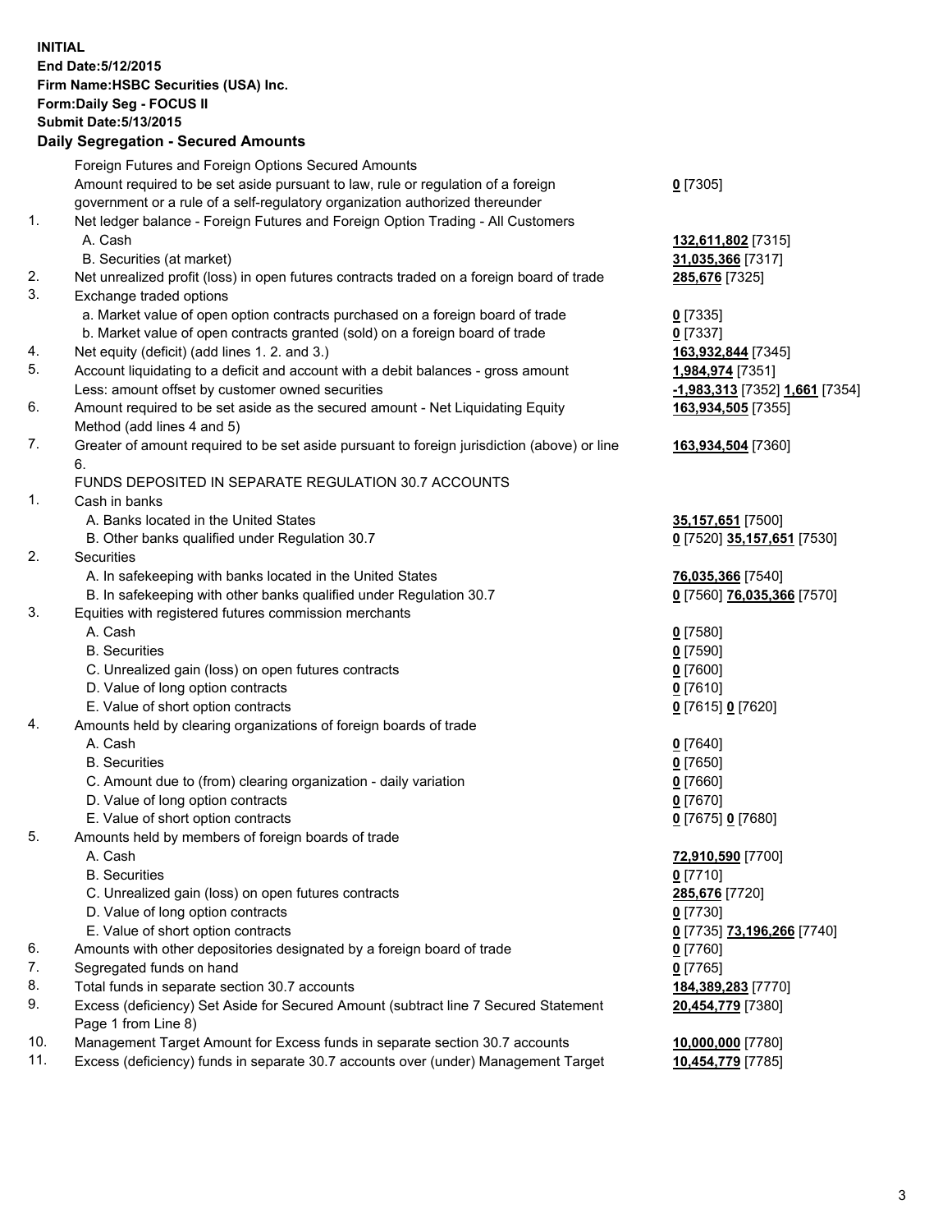**INITIAL**
**End Date:5/12/2015**
**Firm Name:HSBC Securities (USA) Inc.**
**Form:Daily Seg - FOCUS II**
**Submit Date:5/13/2015**

## Daily Segregation - Secured Amounts

| | | |
|---|---|---|
| | Foreign Futures and Foreign Options Secured Amounts | |
| | Amount required to be set aside pursuant to law, rule or regulation of a foreign government or a rule of a self-regulatory organization authorized thereunder | **0** [7305] |
| 1. | Net ledger balance - Foreign Futures and Foreign Option Trading - All Customers | |
| | A. Cash | **132,611,802** [7315] |
| | B. Securities (at market) | **31,035,366** [7317] |
| 2. | Net unrealized profit (loss) in open futures contracts traded on a foreign board of trade | **285,676** [7325] |
| 3. | Exchange traded options | |
| | a. Market value of open option contracts purchased on a foreign board of trade | **0** [7335] |
| | b. Market value of open contracts granted (sold) on a foreign board of trade | **0** [7337] |
| 4. | Net equity (deficit) (add lines 1. 2. and 3.) | **163,932,844** [7345] |
| 5. | Account liquidating to a deficit and account with a debit balances - gross amount | **1,984,974** [7351] |
| | Less: amount offset by customer owned securities | **-1,983,313** [7352] **1,661** [7354] |
| 6. | Amount required to be set aside as the secured amount - Net Liquidating Equity Method (add lines 4 and 5) | **163,934,505** [7355] |
| 7. | Greater of amount required to be set aside pursuant to foreign jurisdiction (above) or line 6. | **163,934,504** [7360] |
| | FUNDS DEPOSITED IN SEPARATE REGULATION 30.7 ACCOUNTS | |
| 1. | Cash in banks | |
| | A. Banks located in the United States | **35,157,651** [7500] |
| | B. Other banks qualified under Regulation 30.7 | **0** [7520] **35,157,651** [7530] |
| 2. | Securities | |
| | A. In safekeeping with banks located in the United States | **76,035,366** [7540] |
| | B. In safekeeping with other banks qualified under Regulation 30.7 | **0** [7560] **76,035,366** [7570] |
| 3. | Equities with registered futures commission merchants | |
| | A. Cash | **0** [7580] |
| | B. Securities | **0** [7590] |
| | C. Unrealized gain (loss) on open futures contracts | **0** [7600] |
| | D. Value of long option contracts | **0** [7610] |
| | E. Value of short option contracts | **0** [7615] **0** [7620] |
| 4. | Amounts held by clearing organizations of foreign boards of trade | |
| | A. Cash | **0** [7640] |
| | B. Securities | **0** [7650] |
| | C. Amount due to (from) clearing organization - daily variation | **0** [7660] |
| | D. Value of long option contracts | **0** [7670] |
| | E. Value of short option contracts | **0** [7675] **0** [7680] |
| 5. | Amounts held by members of foreign boards of trade | |
| | A. Cash | **72,910,590** [7700] |
| | B. Securities | **0** [7710] |
| | C. Unrealized gain (loss) on open futures contracts | **285,676** [7720] |
| | D. Value of long option contracts | **0** [7730] |
| | E. Value of short option contracts | **0** [7735] **73,196,266** [7740] |
| 6. | Amounts with other depositories designated by a foreign board of trade | **0** [7760] |
| 7. | Segregated funds on hand | **0** [7765] |
| 8. | Total funds in separate section 30.7 accounts | **184,389,283** [7770] |
| 9. | Excess (deficiency) Set Aside for Secured Amount (subtract line 7 Secured Statement Page 1 from Line 8) | **20,454,779** [7380] |
| 10. | Management Target Amount for Excess funds in separate section 30.7 accounts | **10,000,000** [7780] |
| 11. | Excess (deficiency) funds in separate 30.7 accounts over (under) Management Target | **10,454,779** [7785] |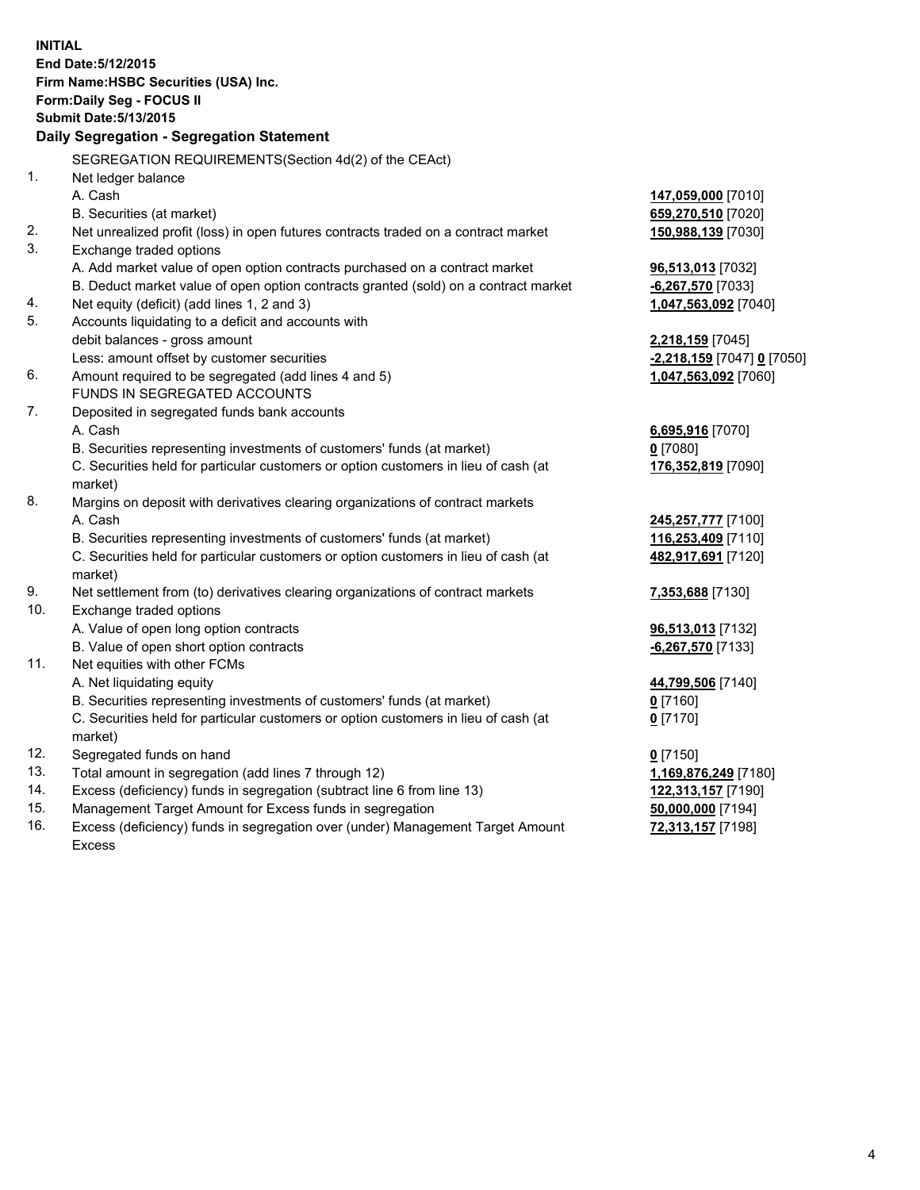**INITIAL**
**End Date:5/12/2015**
**Firm Name:HSBC Securities (USA) Inc.**
**Form:Daily Seg - FOCUS II**
**Submit Date:5/13/2015**

**Daily Segregation - Segregation Statement**

SEGREGATION REQUIREMENTS(Section 4d(2) of the CEAct)

| | | |
|---|---|---|
| 1. | Net ledger balance | |
| | A. Cash | **147,059,000** [7010] |
| | B. Securities (at market) | **659,270,510** [7020] |
| 2. | Net unrealized profit (loss) in open futures contracts traded on a contract market | **150,988,139** [7030] |
| 3. | Exchange traded options | |
| | A. Add market value of open option contracts purchased on a contract market | **96,513,013** [7032] |
| | B. Deduct market value of open option contracts granted (sold) on a contract market | **-6,267,570** [7033] |
| 4. | Net equity (deficit) (add lines 1, 2 and 3) | **1,047,563,092** [7040] |
| 5. | Accounts liquidating to a deficit and accounts with | |
| | debit balances - gross amount | **2,218,159** [7045] |
| | Less: amount offset by customer securities | **-2,218,159** [7047] **0** [7050] |
| 6. | Amount required to be segregated (add lines 4 and 5) | **1,047,563,092** [7060] |
| | FUNDS IN SEGREGATED ACCOUNTS | |
| 7. | Deposited in segregated funds bank accounts | |
| | A. Cash | **6,695,916** [7070] |
| | B. Securities representing investments of customers' funds (at market) | **0** [7080] |
| | C. Securities held for particular customers or option customers in lieu of cash (at market) | **176,352,819** [7090] |
| 8. | Margins on deposit with derivatives clearing organizations of contract markets | |
| | A. Cash | **245,257,777** [7100] |
| | B. Securities representing investments of customers' funds (at market) | **116,253,409** [7110] |
| | C. Securities held for particular customers or option customers in lieu of cash (at market) | **482,917,691** [7120] |
| 9. | Net settlement from (to) derivatives clearing organizations of contract markets | **7,353,688** [7130] |
| 10. | Exchange traded options | |
| | A. Value of open long option contracts | **96,513,013** [7132] |
| | B. Value of open short option contracts | **-6,267,570** [7133] |
| 11. | Net equities with other FCMs | |
| | A. Net liquidating equity | **44,799,506** [7140] |
| | B. Securities representing investments of customers' funds (at market) | **0** [7160] |
| | C. Securities held for particular customers or option customers in lieu of cash (at market) | **0** [7170] |
| 12. | Segregated funds on hand | **0** [7150] |
| 13. | Total amount in segregation (add lines 7 through 12) | **1,169,876,249** [7180] |
| 14. | Excess (deficiency) funds in segregation (subtract line 6 from line 13) | **122,313,157** [7190] |
| 15. | Management Target Amount for Excess funds in segregation | **50,000,000** [7194] |
| 16. | Excess (deficiency) funds in segregation over (under) Management Target Amount Excess | **72,313,157** [7198] |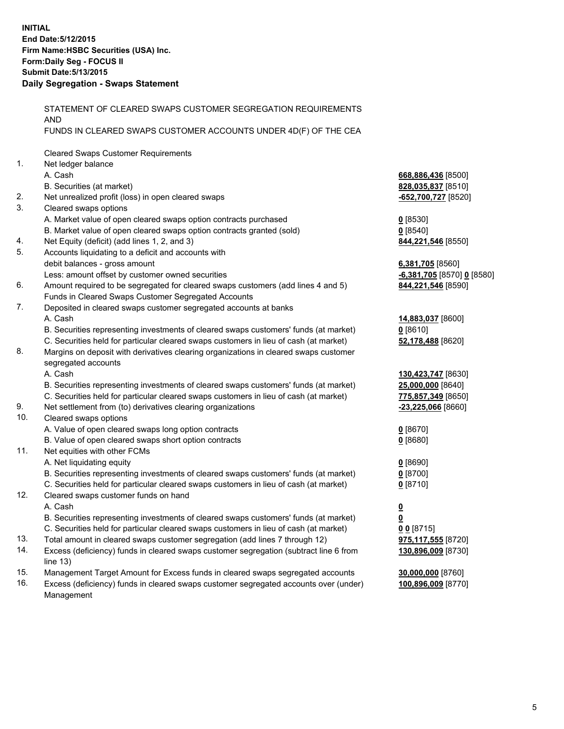**INITIAL**
**End Date:5/12/2015**
**Firm Name:HSBC Securities (USA) Inc.**
**Form:Daily Seg - FOCUS II**
**Submit Date:5/13/2015**
**Daily Segregation - Swaps Statement**

STATEMENT OF CLEARED SWAPS CUSTOMER SEGREGATION REQUIREMENTS AND FUNDS IN CLEARED SWAPS CUSTOMER ACCOUNTS UNDER 4D(F) OF THE CEA

| | | |
|---|---|---|
| | Cleared Swaps Customer Requirements | |
| 1. | Net ledger balance | |
| | A. Cash | 668,886,436 [8500] |
| | B. Securities (at market) | 828,035,837 [8510] |
| 2. | Net unrealized profit (loss) in open cleared swaps | -652,700,727 [8520] |
| 3. | Cleared swaps options | |
| | A. Market value of open cleared swaps option contracts purchased | 0 [8530] |
| | B. Market value of open cleared swaps option contracts granted (sold) | 0 [8540] |
| 4. | Net Equity (deficit) (add lines 1, 2, and 3) | 844,221,546 [8550] |
| 5. | Accounts liquidating to a deficit and accounts with debit balances - gross amount | 6,381,705 [8560] |
| | Less: amount offset by customer owned securities | -6,381,705 [8570] 0 [8580] |
| 6. | Amount required to be segregated for cleared swaps customers (add lines 4 and 5) | 844,221,546 [8590] |
| | Funds in Cleared Swaps Customer Segregated Accounts | |
| 7. | Deposited in cleared swaps customer segregated accounts at banks | |
| | A. Cash | 14,883,037 [8600] |
| | B. Securities representing investments of cleared swaps customers' funds (at market) | 0 [8610] |
| | C. Securities held for particular cleared swaps customers in lieu of cash (at market) | 52,178,488 [8620] |
| 8. | Margins on deposit with derivatives clearing organizations in cleared swaps customer segregated accounts | |
| | A. Cash | 130,423,747 [8630] |
| | B. Securities representing investments of cleared swaps customers' funds (at market) | 25,000,000 [8640] |
| | C. Securities held for particular cleared swaps customers in lieu of cash (at market) | 775,857,349 [8650] |
| 9. | Net settlement from (to) derivatives clearing organizations | -23,225,066 [8660] |
| 10. | Cleared swaps options | |
| | A. Value of open cleared swaps long option contracts | 0 [8670] |
| | B. Value of open cleared swaps short option contracts | 0 [8680] |
| 11. | Net equities with other FCMs | |
| | A. Net liquidating equity | 0 [8690] |
| | B. Securities representing investments of cleared swaps customers' funds (at market) | 0 [8700] |
| | C. Securities held for particular cleared swaps customers in lieu of cash (at market) | 0 [8710] |
| 12. | Cleared swaps customer funds on hand | |
| | A. Cash | 0 |
| | B. Securities representing investments of cleared swaps customers' funds (at market) | 0 |
| | C. Securities held for particular cleared swaps customers in lieu of cash (at market) | 0 0 [8715] |
| 13. | Total amount in cleared swaps customer segregation (add lines 7 through 12) | 975,117,555 [8720] |
| 14. | Excess (deficiency) funds in cleared swaps customer segregation (subtract line 6 from line 13) | 130,896,009 [8730] |
| 15. | Management Target Amount for Excess funds in cleared swaps segregated accounts | 30,000,000 [8760] |
| 16. | Excess (deficiency) funds in cleared swaps customer segregated accounts over (under) Management | 100,896,009 [8770] |